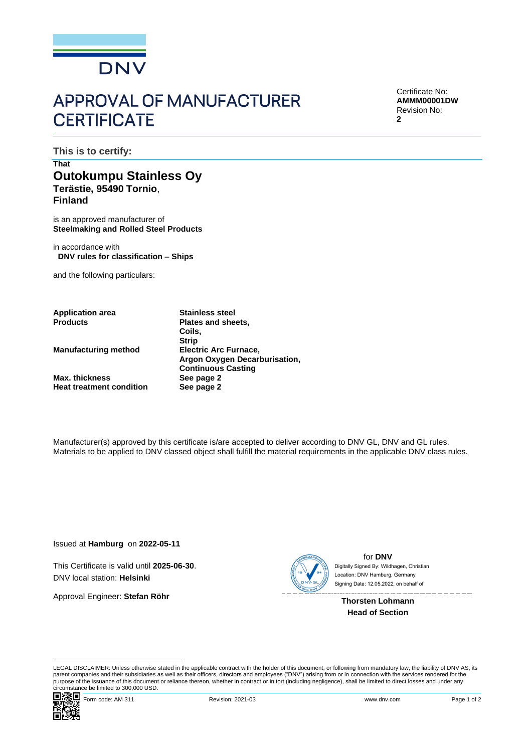DNV

# APPROVAL OF MANUFACTURER CERTIFICATE

Certificate No:
**AMMM00001DW**
Revision No:
**2**

**This is to certify:**

**That**

## Outokumpu Stainless Oy

**Terästie, 95490 Tornio**,
**Finland**

is an approved manufacturer of
**Steelmaking and Rolled Steel Products**

in accordance with
**DNV rules for classification – Ships**

and the following particulars:

| | |
|---|---|
| **Application area** | **Stainless steel** |
| **Products** | **Plates and sheets, Coils, Strip** |
| **Manufacturing method** | **Electric Arc Furnace, Argon Oxygen Decarburisation, Continuous Casting** |
| **Max. thickness** | **See page 2** |
| **Heat treatment condition** | **See page 2** |

Manufacturer(s) approved by this certificate is/are accepted to deliver according to DNV GL, DNV and GL rules. Materials to be applied to DNV classed object shall fulfill the material requirements in the applicable DNV class rules.

Issued at **Hamburg** on **2022-05-11**

This Certificate is valid until **2025-06-30**.
DNV local station: **Helsinki**

Approval Engineer: **Stefan Röhr**

for **DNV**
Digitally Signed By: Wildhagen, Christian
Location: DNV Hamburg, Germany
Signing Date: 12.05.2022, on behalf of

**Thorsten Lohmann**
**Head of Section**

LEGAL DISCLAIMER: Unless otherwise stated in the applicable contract with the holder of this document, or following from mandatory law, the liability of DNV AS, its parent companies and their subsidiaries as well as their officers, directors and employees ("DNV") arising from or in connection with the services rendered for the purpose of the issuance of this document or reliance thereon, whether in contract or in tort (including negligence), shall be limited to direct losses and under any circumstance be limited to 300,000 USD.

Form code: AM 311 Revision: 2021-03 www.dnv.com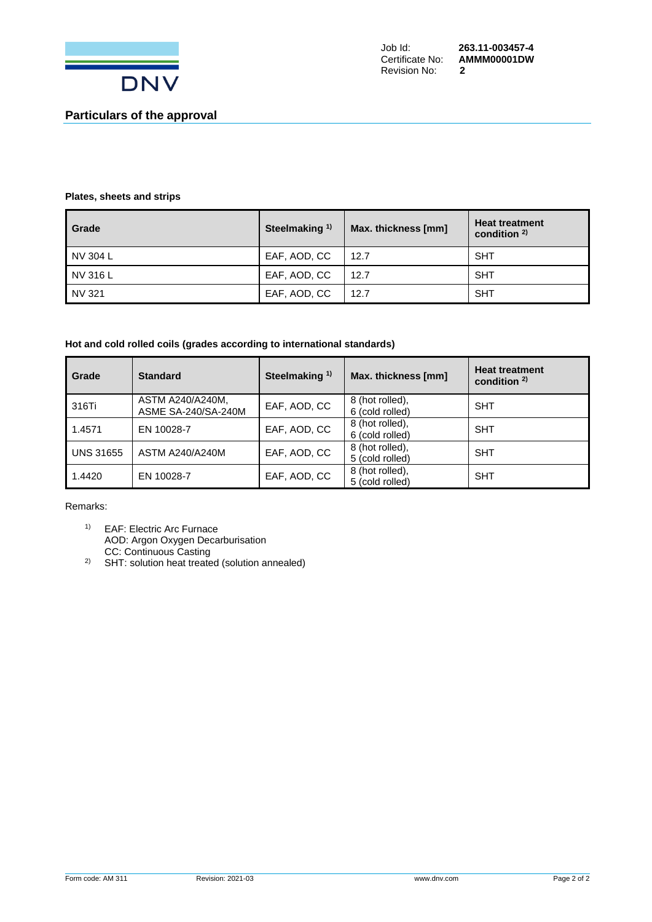Job Id: **263.11-003457-4**
Certificate No: **AMMM00001DW**
Revision No: **2**

## Particulars of the approval

**Plates, sheets and strips**

| Grade | Steelmaking [1] | Max. thickness [mm] | Heat treatment condition [2] |
|---|---|---|---|
| NV 304 L | EAF, AOD, CC | 12.7 | SHT |
| NV 316 L | EAF, AOD, CC | 12.7 | SHT |
| NV 321 | EAF, AOD, CC | 12.7 | SHT |

**Hot and cold rolled coils (grades according to international standards)**

| Grade | Standard | Steelmaking [1] | Max. thickness [mm] | Heat treatment condition [2] |
|---|---|---|---|---|
| 316Ti | ASTM A240/A240M, ASME SA-240/SA-240M | EAF, AOD, CC | 8 (hot rolled), 6 (cold rolled) | SHT |
| 1.4571 | EN 10028-7 | EAF, AOD, CC | 8 (hot rolled), 6 (cold rolled) | SHT |
| UNS 31655 | ASTM A240/A240M | EAF, AOD, CC | 8 (hot rolled), 5 (cold rolled) | SHT |
| 1.4420 | EN 10028-7 | EAF, AOD, CC | 8 (hot rolled), 5 (cold rolled) | SHT |

Remarks:

[1] EAF: Electric Arc Furnace
AOD: Argon Oxygen Decarburisation
CC: Continuous Casting

[2] SHT: solution heat treated (solution annealed)